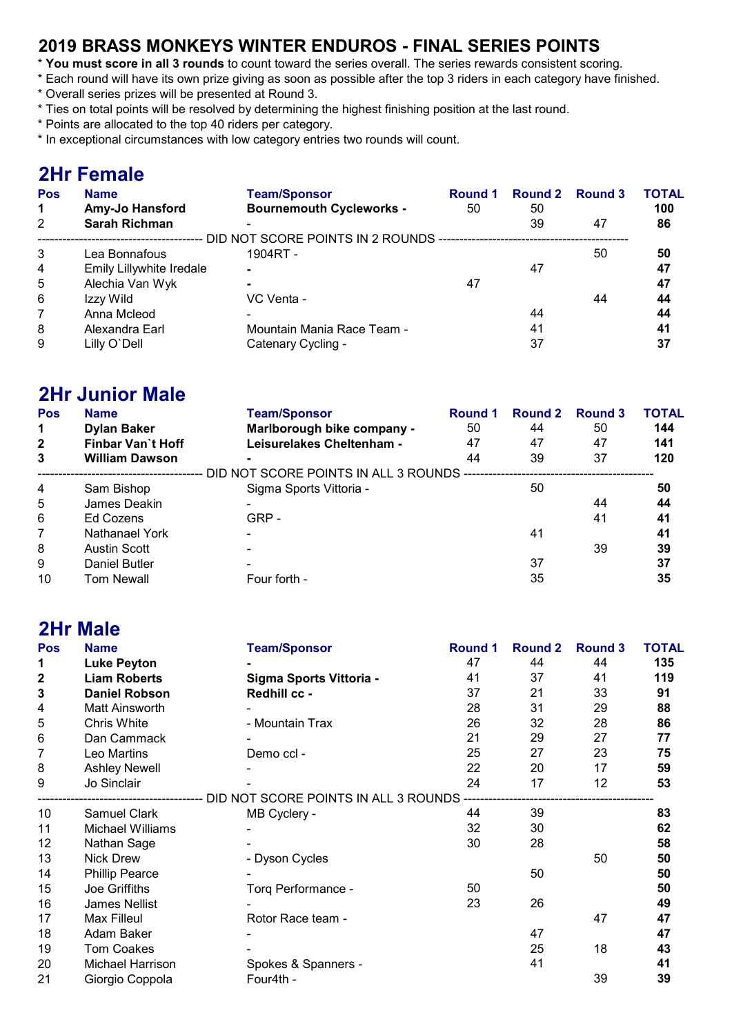## 2019 BRASS MONKEYS WINTER ENDUROS - FINAL SERIES POINTS

* **You must score in all 3 rounds** to count toward the series overall. The series rewards consistent scoring.
* Each round will have its own prize giving as soon as possible after the top 3 riders in each category have finished.
* Overall series prizes will be presented at Round 3.
* Ties on total points will be resolved by determining the highest finishing position at the last round.
* Points are allocated to the top 40 riders per category.
* In exceptional circumstances with low category entries two rounds will count.

## 2Hr Female

| Pos | Name | Team/Sponsor | Round 1 | Round 2 | Round 3 | TOTAL |
|---|---|---|---|---|---|---|
| **1** | **Amy-Jo Hansford** | **Bournemouth Cycleworks -** | 50 | 50 | | **100** |
| 2 | **Sarah Richman** | - | | 39 | 47 | **86** |
| | DID NOT SCORE POINTS IN 2 ROUNDS | | | | | |
| 3 | Lea Bonnafous | 1904RT - | | | 50 | **50** |
| 4 | Emily Lillywhite Iredale | - | | 47 | | **47** |
| 5 | Alechia Van Wyk | - | 47 | | | **47** |
| 6 | Izzy Wild | VC Venta - | | | 44 | **44** |
| 7 | Anna Mcleod | - | | 44 | | **44** |
| 8 | Alexandra Earl | Mountain Mania Race Team - | | 41 | | **41** |
| 9 | Lilly O`Dell | Catenary Cycling - | | 37 | | **37** |

## 2Hr Junior Male

| Pos | Name | Team/Sponsor | Round 1 | Round 2 | Round 3 | TOTAL |
|---|---|---|---|---|---|---|
| **1** | **Dylan Baker** | **Marlborough bike company -** | 50 | 44 | 50 | **144** |
| **2** | **Finbar Van`t Hoff** | **Leisurelakes Cheltenham -** | 47 | 47 | 47 | **141** |
| **3** | **William Dawson** | **-** | 44 | 39 | 37 | **120** |
| | DID NOT SCORE POINTS IN ALL 3 ROUNDS | | | | | |
| 4 | Sam Bishop | Sigma Sports Vittoria - | | 50 | | **50** |
| 5 | James Deakin | - | | | 44 | **44** |
| 6 | Ed Cozens | GRP - | | | 41 | **41** |
| 7 | Nathanael York | - | | 41 | | **41** |
| 8 | Austin Scott | - | | | 39 | **39** |
| 9 | Daniel Butler | - | | 37 | | **37** |
| 10 | Tom Newall | Four forth - | | 35 | | **35** |

## 2Hr Male

| Pos | Name | Team/Sponsor | Round 1 | Round 2 | Round 3 | TOTAL |
|---|---|---|---|---|---|---|
| **1** | **Luke Peyton** | **-** | 47 | 44 | 44 | **135** |
| **2** | **Liam Roberts** | **Sigma Sports Vittoria -** | 41 | 37 | 41 | **119** |
| **3** | **Daniel Robson** | **Redhill cc -** | 37 | 21 | 33 | **91** |
| 4 | Matt Ainsworth | - | 28 | 31 | 29 | **88** |
| 5 | Chris White | - Mountain Trax | 26 | 32 | 28 | **86** |
| 6 | Dan Cammack | - | 21 | 29 | 27 | **77** |
| 7 | Leo Martins | Demo ccl - | 25 | 27 | 23 | **75** |
| 8 | Ashley Newell | - | 22 | 20 | 17 | **59** |
| 9 | Jo Sinclair | - | 24 | 17 | 12 | **53** |
| | DID NOT SCORE POINTS IN ALL 3 ROUNDS | | | | | |
| 10 | Samuel Clark | MB Cyclery - | 44 | 39 | | **83** |
| 11 | Michael Williams | - | 32 | 30 | | **62** |
| 12 | Nathan Sage | - | 30 | 28 | | **58** |
| 13 | Nick Drew | - Dyson Cycles | | | 50 | **50** |
| 14 | Phillip Pearce | - | | 50 | | **50** |
| 15 | Joe Griffiths | Torq Performance - | 50 | | | **50** |
| 16 | James Nellist | - | 23 | 26 | | **49** |
| 17 | Max Filleul | Rotor Race team - | | | 47 | **47** |
| 18 | Adam Baker | - | | 47 | | **47** |
| 19 | Tom Coakes | - | | 25 | 18 | **43** |
| 20 | Michael Harrison | Spokes & Spanners - | | 41 | | **41** |
| 21 | Giorgio Coppola | Four4th - | | | 39 | **39** |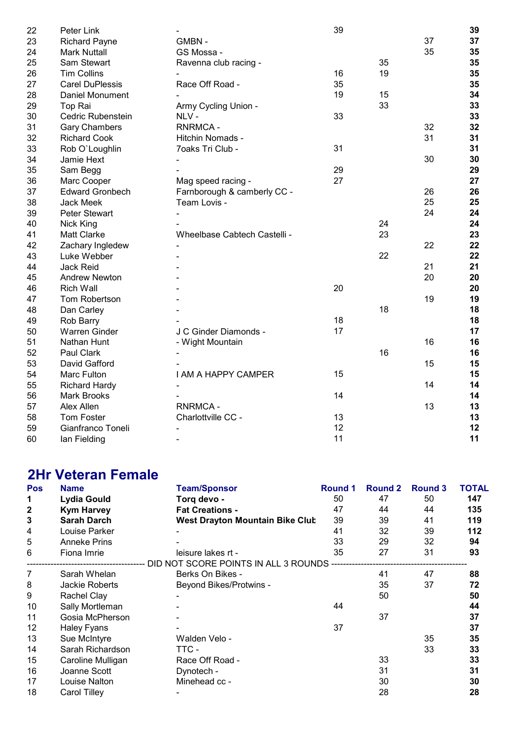| Pos | Name | Team/Sponsor | Round 1 | Round 2 | Round 3 | TOTAL |
|---|---|---|---|---|---|---|
| 22 | Peter Link | - | 39 | | | **39** |
| 23 | Richard Payne | GMBN - | | | 37 | **37** |
| 24 | Mark Nuttall | GS Mossa - | | | 35 | **35** |
| 25 | Sam Stewart | Ravenna club racing - | | 35 | | **35** |
| 26 | Tim Collins | - | 16 | 19 | | **35** |
| 27 | Carel DuPlessis | Race Off Road - | 35 | | | **35** |
| 28 | Daniel Monument | - | 19 | 15 | | **34** |
| 29 | Top Rai | Army Cycling Union - | | 33 | | **33** |
| 30 | Cedric Rubenstein | NLV - | 33 | | | **33** |
| 31 | Gary Chambers | RNRMCA - | | | 32 | **32** |
| 32 | Richard Cook | Hitchin Nomads - | | | 31 | **31** |
| 33 | Rob O`Loughlin | 7oaks Tri Club - | 31 | | | **31** |
| 34 | Jamie Hext | - | | | 30 | **30** |
| 35 | Sam Begg | - | 29 | | | **29** |
| 36 | Marc Cooper | Mag speed racing - | 27 | | | **27** |
| 37 | Edward Gronbech | Farnborough & camberly CC - | | | 26 | **26** |
| 38 | Jack Meek | Team Lovis - | | | 25 | **25** |
| 39 | Peter Stewart | - | | | 24 | **24** |
| 40 | Nick King | - | | 24 | | **24** |
| 41 | Matt Clarke | Wheelbase Cabtech Castelli - | | 23 | | **23** |
| 42 | Zachary Ingledew | - | | | 22 | **22** |
| 43 | Luke Webber | - | | 22 | | **22** |
| 44 | Jack Reid | - | | | 21 | **21** |
| 45 | Andrew Newton | - | | | 20 | **20** |
| 46 | Rich Wall | - | 20 | | | **20** |
| 47 | Tom Robertson | - | | | 19 | **19** |
| 48 | Dan Carley | - | | 18 | | **18** |
| 49 | Rob Barry | - | 18 | | | **18** |
| 50 | Warren Ginder | J C Ginder Diamonds - | 17 | | | **17** |
| 51 | Nathan Hunt | - Wight Mountain | | | 16 | **16** |
| 52 | Paul Clark | - | | 16 | | **16** |
| 53 | David Gafford | - | | | 15 | **15** |
| 54 | Marc Fulton | I AM A HAPPY CAMPER | 15 | | | **15** |
| 55 | Richard Hardy | - | | | 14 | **14** |
| 56 | Mark Brooks | - | 14 | | | **14** |
| 57 | Alex Allen | RNRMCA - | | | 13 | **13** |
| 58 | Tom Foster | Charlottville CC - | 13 | | | **13** |
| 59 | Gianfranco Toneli | - | 12 | | | **12** |
| 60 | Ian Fielding | - | 11 | | | **11** |

## 2Hr Veteran Female

| Pos | Name | Team/Sponsor | Round 1 | Round 2 | Round 3 | TOTAL |
|---|---|---|---|---|---|---|
| **1** | **Lydia Gould** | **Torq devo -** | 50 | 47 | 50 | **147** |
| **2** | **Kym Harvey** | **Fat Creations -** | 47 | 44 | 44 | **135** |
| **3** | **Sarah Darch** | **West Drayton Mountain Bike Club** | 39 | 39 | 41 | **119** |
| 4 | Louise Parker | - | 41 | 32 | 39 | **112** |
| 5 | Anneke Prins | - | 33 | 29 | 32 | **94** |
| 6 | Fiona Imrie | leisure lakes rt - | 35 | 27 | 31 | **93** |
| | | DID NOT SCORE POINTS IN ALL 3 ROUNDS | | | | |
| 7 | Sarah Whelan | Berks On Bikes - | | 41 | 47 | **88** |
| 8 | Jackie Roberts | Beyond Bikes/Protwins - | | 35 | 37 | **72** |
| 9 | Rachel Clay | - | | 50 | | **50** |
| 10 | Sally Mortleman | - | 44 | | | **44** |
| 11 | Gosia McPherson | - | | 37 | | **37** |
| 12 | Haley Fyans | - | 37 | | | **37** |
| 13 | Sue McIntyre | Walden Velo - | | | 35 | **35** |
| 14 | Sarah Richardson | TTC - | | | 33 | **33** |
| 15 | Caroline Mulligan | Race Off Road - | | 33 | | **33** |
| 16 | Joanne Scott | Dynotech - | | 31 | | **31** |
| 17 | Louise Nalton | Minehead cc - | | 30 | | **30** |
| 18 | Carol Tilley | - | | 28 | | **28** |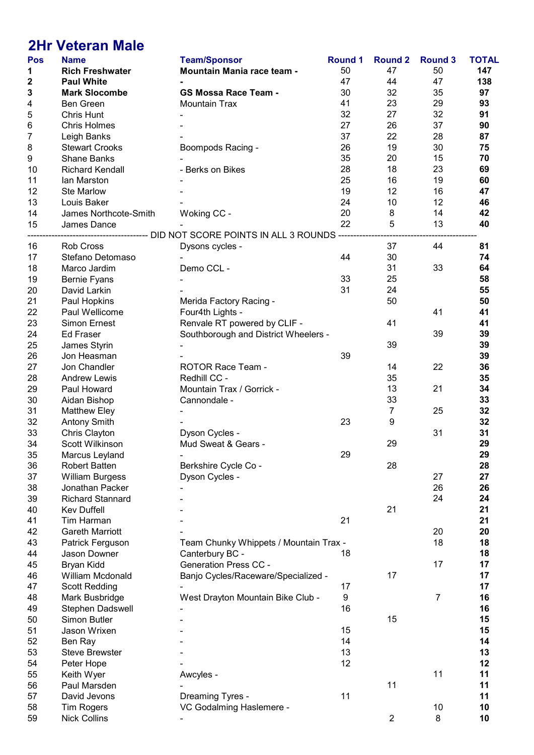## 2Hr Veteran Male

| Pos | Name | Team/Sponsor | Round 1 | Round 2 | Round 3 | TOTAL |
|---|---|---|---|---|---|---|
| **1** | **Rich Freshwater** | **Mountain Mania race team -** | 50 | 47 | 50 | **147** |
| **2** | **Paul White** | **-** | 47 | 44 | 47 | **138** |
| **3** | **Mark Slocombe** | **GS Mossa Race Team -** | 30 | 32 | 35 | **97** |
| 4 | Ben Green | Mountain Trax | 41 | 23 | 29 | **93** |
| 5 | Chris Hunt | - | 32 | 27 | 32 | **91** |
| 6 | Chris Holmes | - | 27 | 26 | 37 | **90** |
| 7 | Leigh Banks | - | 37 | 22 | 28 | **87** |
| 8 | Stewart Crooks | Boompods Racing - | 26 | 19 | 30 | **75** |
| 9 | Shane Banks | - | 35 | 20 | 15 | **70** |
| 10 | Richard Kendall | - Berks on Bikes | 28 | 18 | 23 | **69** |
| 11 | Ian Marston | - | 25 | 16 | 19 | **60** |
| 12 | Ste Marlow | - | 19 | 12 | 16 | **47** |
| 13 | Louis Baker | - | 24 | 10 | 12 | **46** |
| 14 | James Northcote-Smith | Woking CC - | 20 | 8 | 14 | **42** |
| 15 | James Dance | - | 22 | 5 | 13 | **40** |
| | | DID NOT SCORE POINTS IN ALL 3 ROUNDS | | | | |
| 16 | Rob Cross | Dysons cycles - | | 37 | 44 | **81** |
| 17 | Stefano Detomaso | - | 44 | 30 | | **74** |
| 18 | Marco Jardim | Demo CCL - | | 31 | 33 | **64** |
| 19 | Bernie Fyans | - | 33 | 25 | | **58** |
| 20 | David Larkin | - | 31 | 24 | | **55** |
| 21 | Paul Hopkins | Merida Factory Racing - | | 50 | | **50** |
| 22 | Paul Wellicome | Four4th Lights - | | | 41 | **41** |
| 23 | Simon Ernest | Renvale RT powered by CLIF - | | 41 | | **41** |
| 24 | Ed Fraser | Southborough and District Wheelers - | | | 39 | **39** |
| 25 | James Styrin | - | | 39 | | **39** |
| 26 | Jon Heasman | - | 39 | | | **39** |
| 27 | Jon Chandler | ROTOR Race Team - | | 14 | 22 | **36** |
| 28 | Andrew Lewis | Redhill CC - | | 35 | | **35** |
| 29 | Paul Howard | Mountain Trax / Gorrick - | | 13 | 21 | **34** |
| 30 | Aidan Bishop | Cannondale - | | 33 | | **33** |
| 31 | Matthew Eley | - | | 7 | 25 | **32** |
| 32 | Antony Smith | - | 23 | 9 | | **32** |
| 33 | Chris Clayton | Dyson Cycles - | | | 31 | **31** |
| 34 | Scott Wilkinson | Mud Sweat & Gears - | | 29 | | **29** |
| 35 | Marcus Leyland | - | 29 | | | **29** |
| 36 | Robert Batten | Berkshire Cycle Co - | | 28 | | **28** |
| 37 | William Burgess | Dyson Cycles - | | | 27 | **27** |
| 38 | Jonathan Packer | - | | | 26 | **26** |
| 39 | Richard Stannard | - | | | 24 | **24** |
| 40 | Kev Duffell | - | | 21 | | **21** |
| 41 | Tim Harman | - | 21 | | | **21** |
| 42 | Gareth Marriott | - | | | 20 | **20** |
| 43 | Patrick Ferguson | Team Chunky Whippets / Mountain Trax - | | | 18 | **18** |
| 44 | Jason Downer | Canterbury BC - | 18 | | | **18** |
| 45 | Bryan Kidd | Generation Press CC - | | | 17 | **17** |
| 46 | William Mcdonald | Banjo Cycles/Raceware/Specialized - | | 17 | | **17** |
| 47 | Scott Redding | - | 17 | | | **17** |
| 48 | Mark Busbridge | West Drayton Mountain Bike Club - | 9 | | 7 | **16** |
| 49 | Stephen Dadswell | - | 16 | | | **16** |
| 50 | Simon Butler | - | | 15 | | **15** |
| 51 | Jason Wrixen | - | 15 | | | **15** |
| 52 | Ben Ray | - | 14 | | | **14** |
| 53 | Steve Brewster | - | 13 | | | **13** |
| 54 | Peter Hope | - | 12 | | | **12** |
| 55 | Keith Wyer | Awcyles - | | | 11 | **11** |
| 56 | Paul Marsden | - | | 11 | | **11** |
| 57 | David Jevons | Dreaming Tyres - | 11 | | | **11** |
| 58 | Tim Rogers | VC Godalming Haslemere - | | | 10 | **10** |
| 59 | Nick Collins | - | | 2 | 8 | **10** |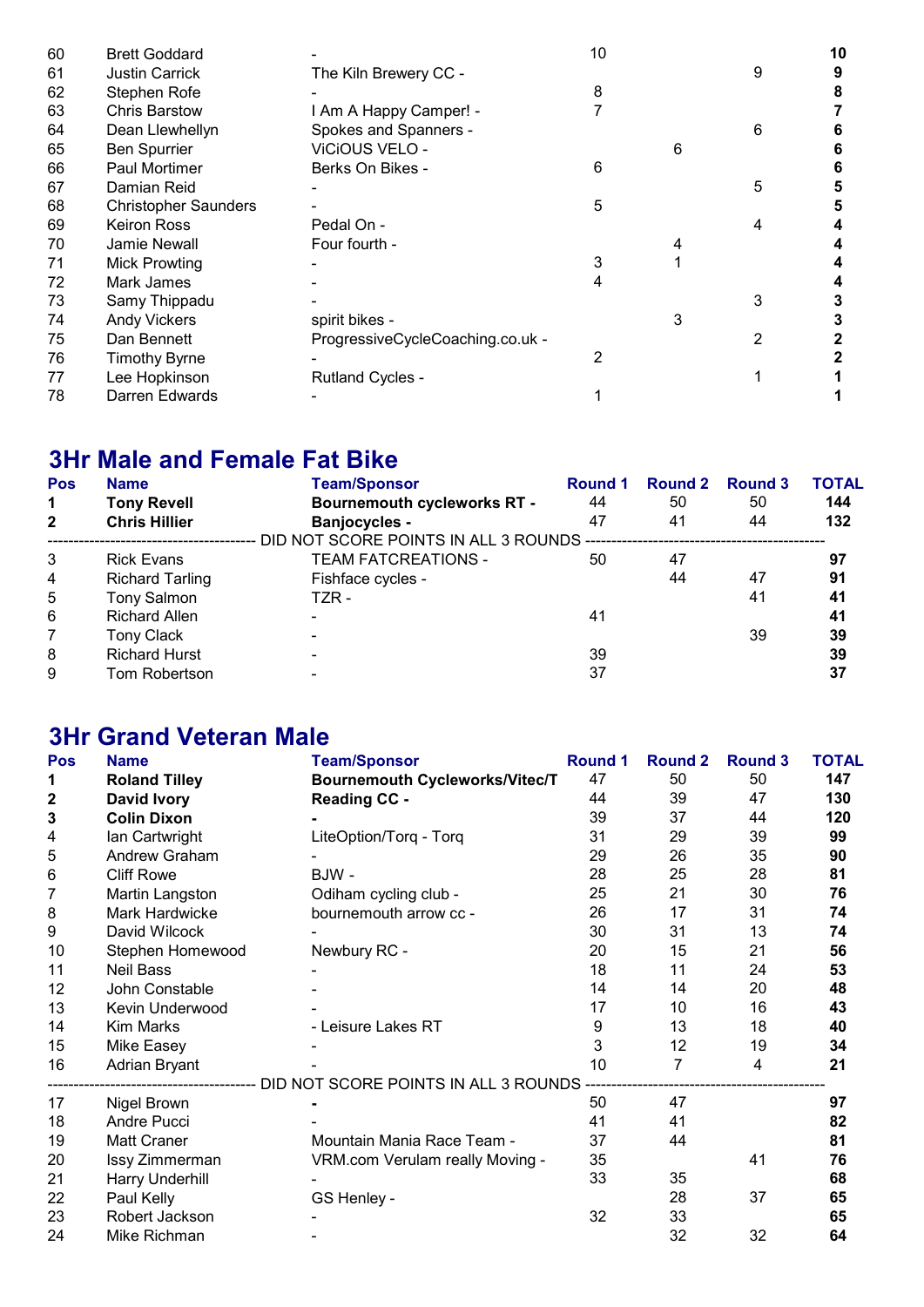| Pos | Name | Team/Sponsor | Round 1 | Round 2 | Round 3 | TOTAL |
|---|---|---|---|---|---|---|
| 60 | Brett Goddard | - | 10 | | | **10** |
| 61 | Justin Carrick | The Kiln Brewery CC - | | | 9 | **9** |
| 62 | Stephen Rofe | - | 8 | | | **8** |
| 63 | Chris Barstow | I Am A Happy Camper! - | 7 | | | **7** |
| 64 | Dean Llewhellyn | Spokes and Spanners - | | | 6 | **6** |
| 65 | Ben Spurrier | ViCiOUS VELO - | | 6 | | **6** |
| 66 | Paul Mortimer | Berks On Bikes - | 6 | | | **6** |
| 67 | Damian Reid | - | | | 5 | **5** |
| 68 | Christopher Saunders | - | 5 | | | **5** |
| 69 | Keiron Ross | Pedal On - | | | 4 | **4** |
| 70 | Jamie Newall | Four fourth - | | 4 | | **4** |
| 71 | Mick Prowting | - | 3 | 1 | | **4** |
| 72 | Mark James | - | 4 | | | **4** |
| 73 | Samy Thippadu | - | | | 3 | **3** |
| 74 | Andy Vickers | spirit bikes - | | 3 | | **3** |
| 75 | Dan Bennett | ProgressiveCycleCoaching.co.uk - | | | 2 | **2** |
| 76 | Timothy Byrne | - | 2 | | | **2** |
| 77 | Lee Hopkinson | Rutland Cycles - | | | 1 | **1** |
| 78 | Darren Edwards | - | 1 | | | **1** |

## 3Hr Male and Female Fat Bike

| Pos | Name | Team/Sponsor | Round 1 | Round 2 | Round 3 | TOTAL |
|---|---|---|---|---|---|---|
| **1** | **Tony Revell** | **Bournemouth cycleworks RT -** | 44 | 50 | 50 | **144** |
| **2** | **Chris Hillier** | **Banjocycles -** | 47 | 41 | 44 | **132** |
| | | DID NOT SCORE POINTS IN ALL 3 ROUNDS | | | | |
| 3 | Rick Evans | TEAM FATCREATIONS - | 50 | 47 | | **97** |
| 4 | Richard Tarling | Fishface cycles - | | 44 | 47 | **91** |
| 5 | Tony Salmon | TZR - | | | 41 | **41** |
| 6 | Richard Allen | - | 41 | | | **41** |
| 7 | Tony Clack | - | | | 39 | **39** |
| 8 | Richard Hurst | - | 39 | | | **39** |
| 9 | Tom Robertson | - | 37 | | | **37** |

## 3Hr Grand Veteran Male

| Pos | Name | Team/Sponsor | Round 1 | Round 2 | Round 3 | TOTAL |
|---|---|---|---|---|---|---|
| **1** | **Roland Tilley** | **Bournemouth Cycleworks/Vitec/T** | 47 | 50 | 50 | **147** |
| **2** | **David Ivory** | **Reading CC -** | 44 | 39 | 47 | **130** |
| **3** | **Colin Dixon** | **-** | 39 | 37 | 44 | **120** |
| 4 | Ian Cartwright | LiteOption/Torq - Torq | 31 | 29 | 39 | **99** |
| 5 | Andrew Graham | - | 29 | 26 | 35 | **90** |
| 6 | Cliff Rowe | BJW - | 28 | 25 | 28 | **81** |
| 7 | Martin Langston | Odiham cycling club - | 25 | 21 | 30 | **76** |
| 8 | Mark Hardwicke | bournemouth arrow cc - | 26 | 17 | 31 | **74** |
| 9 | David Wilcock | - | 30 | 31 | 13 | **74** |
| 10 | Stephen Homewood | Newbury RC - | 20 | 15 | 21 | **56** |
| 11 | Neil Bass | - | 18 | 11 | 24 | **53** |
| 12 | John Constable | - | 14 | 14 | 20 | **48** |
| 13 | Kevin Underwood | - | 17 | 10 | 16 | **43** |
| 14 | Kim Marks | - Leisure Lakes RT | 9 | 13 | 18 | **40** |
| 15 | Mike Easey | - | 3 | 12 | 19 | **34** |
| 16 | Adrian Bryant | - | 10 | 7 | 4 | **21** |
| | | DID NOT SCORE POINTS IN ALL 3 ROUNDS | | | | |
| 17 | Nigel Brown | - | 50 | 47 | | **97** |
| 18 | Andre Pucci | - | 41 | 41 | | **82** |
| 19 | Matt Craner | Mountain Mania Race Team - | 37 | 44 | | **81** |
| 20 | Issy Zimmerman | VRM.com Verulam really Moving - | 35 | | 41 | **76** |
| 21 | Harry Underhill | - | 33 | 35 | | **68** |
| 22 | Paul Kelly | GS Henley - | | 28 | 37 | **65** |
| 23 | Robert Jackson | - | 32 | 33 | | **65** |
| 24 | Mike Richman | - | | 32 | 32 | **64** |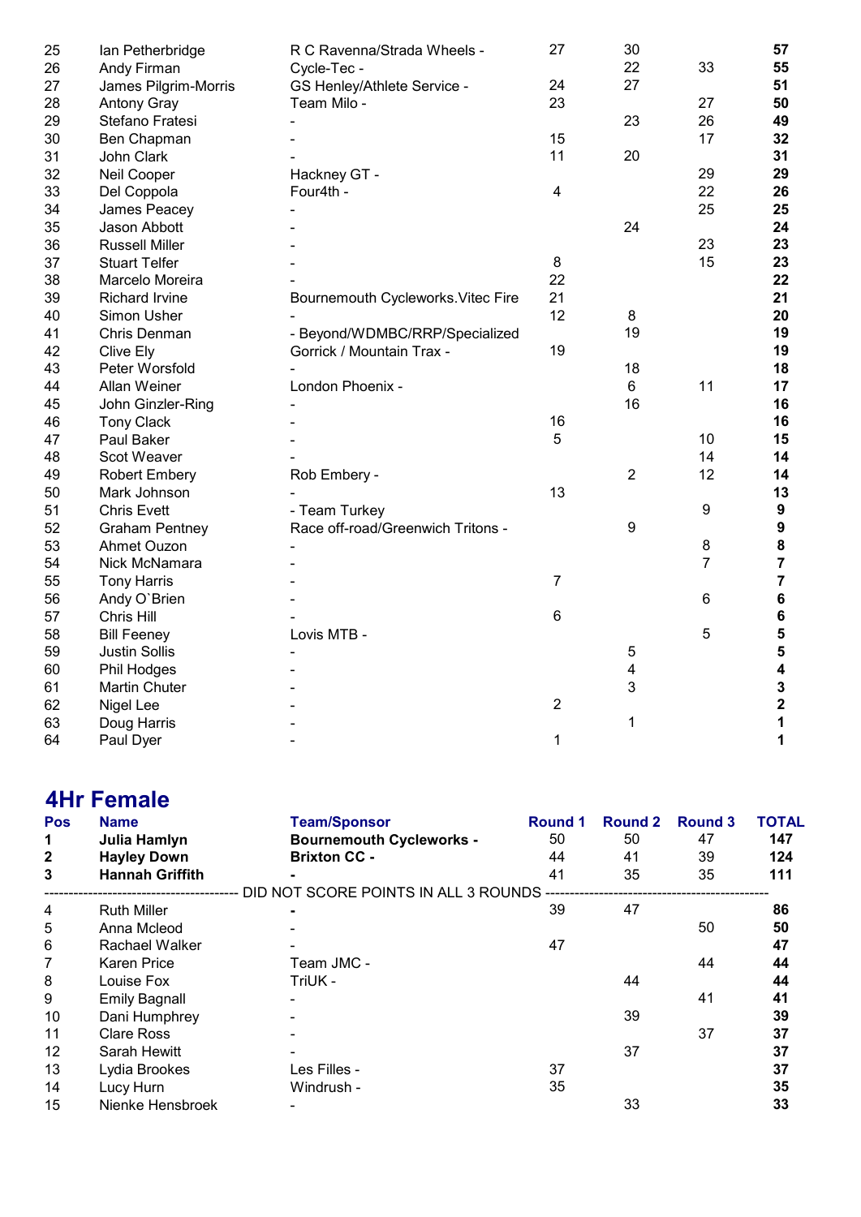| Pos | Name | Team/Sponsor | Round 1 | Round 2 | Round 3 | TOTAL |
|---|---|---|---|---|---|---|
| 25 | Ian Petherbridge | R C Ravenna/Strada Wheels - | 27 | 30 | | **57** |
| 26 | Andy Firman | Cycle-Tec - | | 22 | 33 | **55** |
| 27 | James Pilgrim-Morris | GS Henley/Athlete Service - | 24 | 27 | | **51** |
| 28 | Antony Gray | Team Milo - | 23 | | 27 | **50** |
| 29 | Stefano Fratesi | - | | 23 | 26 | **49** |
| 30 | Ben Chapman | - | 15 | | 17 | **32** |
| 31 | John Clark | - | 11 | 20 | | **31** |
| 32 | Neil Cooper | Hackney GT - | | | 29 | **29** |
| 33 | Del Coppola | Four4th - | 4 | | 22 | **26** |
| 34 | James Peacey | - | | | 25 | **25** |
| 35 | Jason Abbott | - | | 24 | | **24** |
| 36 | Russell Miller | - | | | 23 | **23** |
| 37 | Stuart Telfer | - | 8 | | 15 | **23** |
| 38 | Marcelo Moreira | - | 22 | | | **22** |
| 39 | Richard Irvine | Bournemouth Cycleworks.Vitec Fire | 21 | | | **21** |
| 40 | Simon Usher | - | 12 | 8 | | **20** |
| 41 | Chris Denman | - Beyond/WDMBC/RRP/Specialized | | 19 | | **19** |
| 42 | Clive Ely | Gorrick / Mountain Trax - | 19 | | | **19** |
| 43 | Peter Worsfold | - | | 18 | | **18** |
| 44 | Allan Weiner | London Phoenix - | | 6 | 11 | **17** |
| 45 | John Ginzler-Ring | - | | 16 | | **16** |
| 46 | Tony Clack | - | 16 | | | **16** |
| 47 | Paul Baker | - | 5 | | 10 | **15** |
| 48 | Scot Weaver | - | | | 14 | **14** |
| 49 | Robert Embery | Rob Embery - | | 2 | 12 | **14** |
| 50 | Mark Johnson | - | 13 | | | **13** |
| 51 | Chris Evett | - Team Turkey | | | 9 | **9** |
| 52 | Graham Pentney | Race off-road/Greenwich Tritons - | | 9 | | **9** |
| 53 | Ahmet Ouzon | - | | | 8 | **8** |
| 54 | Nick McNamara | - | | | 7 | **7** |
| 55 | Tony Harris | - | 7 | | | **7** |
| 56 | Andy O`Brien | - | | | 6 | **6** |
| 57 | Chris Hill | - | 6 | | | **6** |
| 58 | Bill Feeney | Lovis MTB - | | | 5 | **5** |
| 59 | Justin Sollis | - | | 5 | | **5** |
| 60 | Phil Hodges | - | | 4 | | **4** |
| 61 | Martin Chuter | - | | 3 | | **3** |
| 62 | Nigel Lee | - | 2 | | | **2** |
| 63 | Doug Harris | - | | 1 | | **1** |
| 64 | Paul Dyer | - | 1 | | | **1** |

## 4Hr Female

| Pos | Name | Team/Sponsor | Round 1 | Round 2 | Round 3 | TOTAL |
|---|---|---|---|---|---|---|
| **1** | **Julia Hamlyn** | **Bournemouth Cycleworks -** | 50 | 50 | 47 | **147** |
| **2** | **Hayley Down** | **Brixton CC -** | 44 | 41 | 39 | **124** |
| **3** | **Hannah Griffith** | **-** | 41 | 35 | 35 | **111** |
| | | DID NOT SCORE POINTS IN ALL 3 ROUNDS | | | | |
| 4 | Ruth Miller | **-** | 39 | 47 | | **86** |
| 5 | Anna Mcleod | - | | | 50 | **50** |
| 6 | Rachael Walker | - | 47 | | | **47** |
| 7 | Karen Price | Team JMC - | | | 44 | **44** |
| 8 | Louise Fox | TriUK - | | 44 | | **44** |
| 9 | Emily Bagnall | - | | | 41 | **41** |
| 10 | Dani Humphrey | - | | 39 | | **39** |
| 11 | Clare Ross | - | | | 37 | **37** |
| 12 | Sarah Hewitt | - | | 37 | | **37** |
| 13 | Lydia Brookes | Les Filles - | 37 | | | **37** |
| 14 | Lucy Hurn | Windrush - | 35 | | | **35** |
| 15 | Nienke Hensbroek | - | | 33 | | **33** |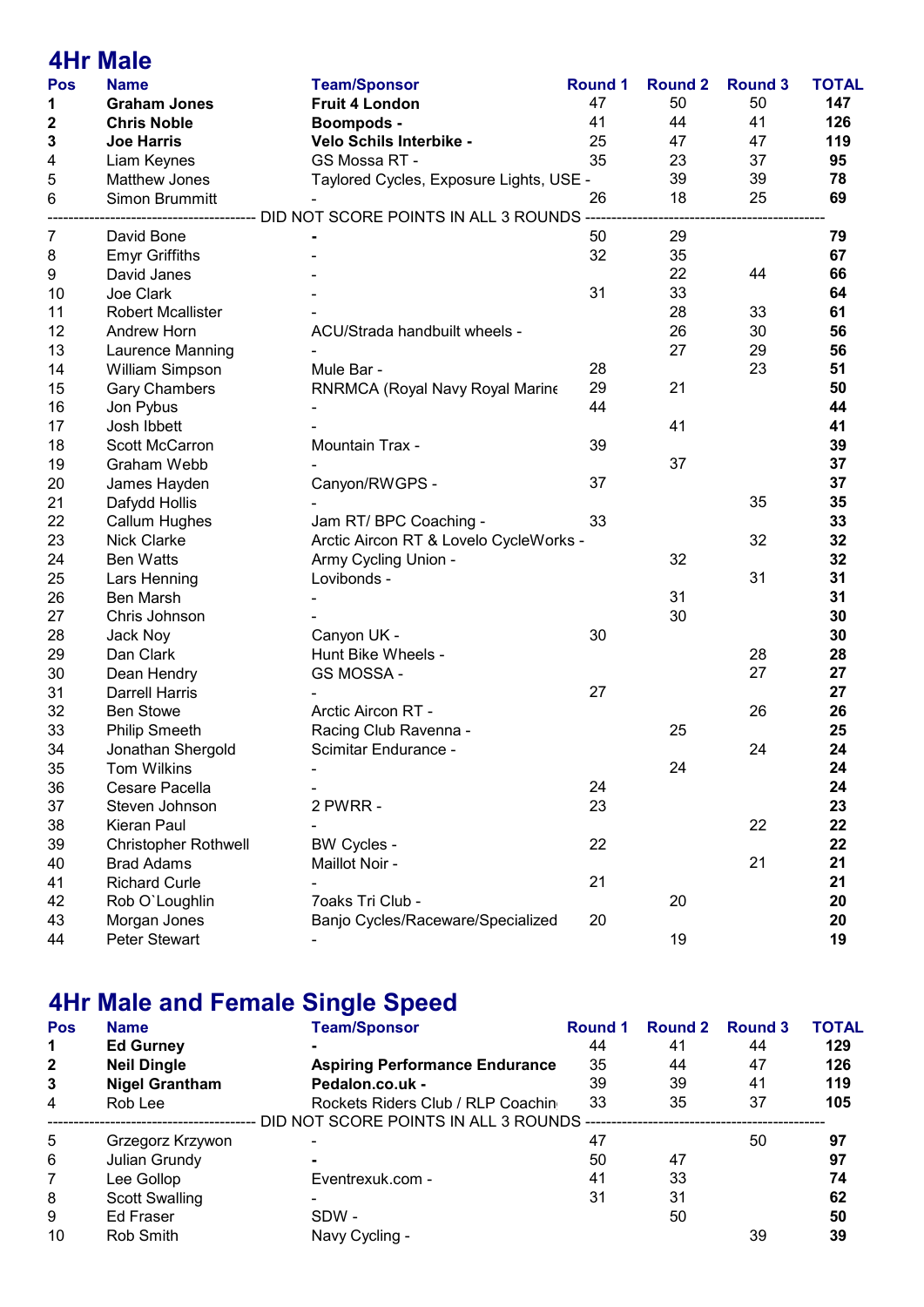## 4Hr Male

| Pos | Name | Team/Sponsor | Round 1 | Round 2 | Round 3 | TOTAL |
|---|---|---|---|---|---|---|
| **1** | **Graham Jones** | **Fruit 4 London** | 47 | 50 | 50 | **147** |
| **2** | **Chris Noble** | **Boompods -** | 41 | 44 | 41 | **126** |
| **3** | **Joe Harris** | **Velo Schils Interbike -** | 25 | 47 | 47 | **119** |
| 4 | Liam Keynes | GS Mossa RT - | 35 | 23 | 37 | **95** |
| 5 | Matthew Jones | Taylored Cycles, Exposure Lights, USE - | | 39 | 39 | **78** |
| 6 | Simon Brummitt | - | 26 | 18 | 25 | **69** |
| | | DID NOT SCORE POINTS IN ALL 3 ROUNDS | | | | |
| 7 | David Bone | **-** | 50 | 29 | | **79** |
| 8 | Emyr Griffiths | - | 32 | 35 | | **67** |
| 9 | David Janes | - | | 22 | 44 | **66** |
| 10 | Joe Clark | - | 31 | 33 | | **64** |
| 11 | Robert Mcallister | - | | 28 | 33 | **61** |
| 12 | Andrew Horn | ACU/Strada handbuilt wheels - | | 26 | 30 | **56** |
| 13 | Laurence Manning | - | | 27 | 29 | **56** |
| 14 | William Simpson | Mule Bar - | 28 | | 23 | **51** |
| 15 | Gary Chambers | RNRMCA (Royal Navy Royal Marine | 29 | 21 | | **50** |
| 16 | Jon Pybus | - | 44 | | | **44** |
| 17 | Josh Ibbett | - | | 41 | | **41** |
| 18 | Scott McCarron | Mountain Trax - | 39 | | | **39** |
| 19 | Graham Webb | - | | 37 | | **37** |
| 20 | James Hayden | Canyon/RWGPS - | 37 | | | **37** |
| 21 | Dafydd Hollis | - | | | 35 | **35** |
| 22 | Callum Hughes | Jam RT/ BPC Coaching - | 33 | | | **33** |
| 23 | Nick Clarke | Arctic Aircon RT & Lovelo CycleWorks - | | | 32 | **32** |
| 24 | Ben Watts | Army Cycling Union - | | 32 | | **32** |
| 25 | Lars Henning | Lovibonds - | | | 31 | **31** |
| 26 | Ben Marsh | - | | 31 | | **31** |
| 27 | Chris Johnson | - | | 30 | | **30** |
| 28 | Jack Noy | Canyon UK - | 30 | | | **30** |
| 29 | Dan Clark | Hunt Bike Wheels - | | | 28 | **28** |
| 30 | Dean Hendry | GS MOSSA - | | | 27 | **27** |
| 31 | Darrell Harris | - | 27 | | | **27** |
| 32 | Ben Stowe | Arctic Aircon RT - | | | 26 | **26** |
| 33 | Philip Smeeth | Racing Club Ravenna - | | 25 | | **25** |
| 34 | Jonathan Shergold | Scimitar Endurance - | | | 24 | **24** |
| 35 | Tom Wilkins | - | | 24 | | **24** |
| 36 | Cesare Pacella | - | 24 | | | **24** |
| 37 | Steven Johnson | 2 PWRR - | 23 | | | **23** |
| 38 | Kieran Paul | - | | | 22 | **22** |
| 39 | Christopher Rothwell | BW Cycles - | 22 | | | **22** |
| 40 | Brad Adams | Maillot Noir - | | | 21 | **21** |
| 41 | Richard Curle | - | 21 | | | **21** |
| 42 | Rob O`Loughlin | 7oaks Tri Club - | | 20 | | **20** |
| 43 | Morgan Jones | Banjo Cycles/Raceware/Specialized | 20 | | | **20** |
| 44 | Peter Stewart | - | | 19 | | **19** |

## 4Hr Male and Female Single Speed

| Pos | Name | Team/Sponsor | Round 1 | Round 2 | Round 3 | TOTAL |
|---|---|---|---|---|---|---|
| **1** | **Ed Gurney** | **-** | 44 | 41 | 44 | **129** |
| **2** | **Neil Dingle** | **Aspiring Performance Endurance** | 35 | 44 | 47 | **126** |
| **3** | **Nigel Grantham** | **Pedalon.co.uk -** | 39 | 39 | 41 | **119** |
| 4 | Rob Lee | Rockets Riders Club / RLP Coachin | 33 | 35 | 37 | **105** |
| | | DID NOT SCORE POINTS IN ALL 3 ROUNDS | | | | |
| 5 | Grzegorz Krzywon | - | 47 | | 50 | **97** |
| 6 | Julian Grundy | **-** | 50 | 47 | | **97** |
| 7 | Lee Gollop | Eventrexuk.com - | 41 | 33 | | **74** |
| 8 | Scott Swalling | - | 31 | 31 | | **62** |
| 9 | Ed Fraser | SDW - | | 50 | | **50** |
| 10 | Rob Smith | Navy Cycling - | | | 39 | **39** |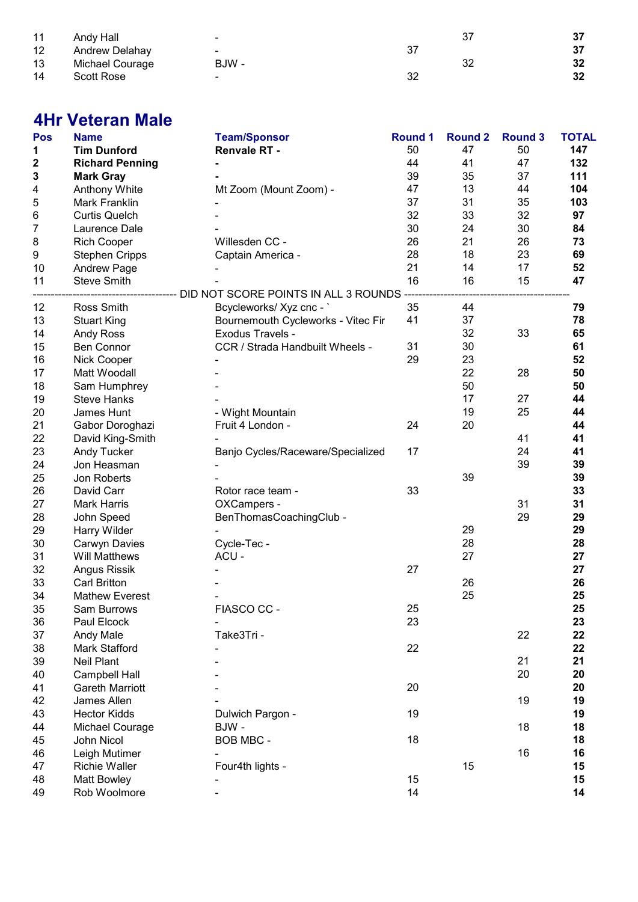| | | | | | | |
|---|---|---|---|---|---|---|
| 11 | Andy Hall | - | | 37 | | **37** |
| 12 | Andrew Delahay | - | 37 | | | **37** |
| 13 | Michael Courage | BJW - | | 32 | | **32** |
| 14 | Scott Rose | - | 32 | | | **32** |

## 4Hr Veteran Male

| Pos | Name | Team/Sponsor | Round 1 | Round 2 | Round 3 | TOTAL |
|---|---|---|---|---|---|---|
| **1** | **Tim Dunford** | **Renvale RT -** | 50 | 47 | 50 | **147** |
| **2** | **Richard Penning** | **-** | 44 | 41 | 47 | **132** |
| **3** | **Mark Gray** | **-** | 39 | 35 | 37 | **111** |
| 4 | Anthony White | Mt Zoom (Mount Zoom) - | 47 | 13 | 44 | **104** |
| 5 | Mark Franklin | - | 37 | 31 | 35 | **103** |
| 6 | Curtis Quelch | - | 32 | 33 | 32 | **97** |
| 7 | Laurence Dale | - | 30 | 24 | 30 | **84** |
| 8 | Rich Cooper | Willesden CC - | 26 | 21 | 26 | **73** |
| 9 | Stephen Cripps | Captain America - | 28 | 18 | 23 | **69** |
| 10 | Andrew Page | - | 21 | 14 | 17 | **52** |
| 11 | Steve Smith | - | 16 | 16 | 15 | **47** |
| | | DID NOT SCORE POINTS IN ALL 3 ROUNDS | | | | |
| 12 | Ross Smith | Bcycleworks/ Xyz cnc - ` | 35 | 44 | | **79** |
| 13 | Stuart King | Bournemouth Cycleworks - Vitec Fir | 41 | 37 | | **78** |
| 14 | Andy Ross | Exodus Travels - | | 32 | 33 | **65** |
| 15 | Ben Connor | CCR / Strada Handbuilt Wheels - | 31 | 30 | | **61** |
| 16 | Nick Cooper | - | 29 | 23 | | **52** |
| 17 | Matt Woodall | - | | 22 | 28 | **50** |
| 18 | Sam Humphrey | - | | 50 | | **50** |
| 19 | Steve Hanks | - | | 17 | 27 | **44** |
| 20 | James Hunt | - Wight Mountain | | 19 | 25 | **44** |
| 21 | Gabor Doroghazi | Fruit 4 London - | 24 | 20 | | **44** |
| 22 | David King-Smith | - | | | 41 | **41** |
| 23 | Andy Tucker | Banjo Cycles/Raceware/Specialized | 17 | | 24 | **41** |
| 24 | Jon Heasman | - | | | 39 | **39** |
| 25 | Jon Roberts | - | | 39 | | **39** |
| 26 | David Carr | Rotor race team - | 33 | | | **33** |
| 27 | Mark Harris | OXCampers - | | | 31 | **31** |
| 28 | John Speed | BenThomasCoachingClub - | | | 29 | **29** |
| 29 | Harry Wilder | - | | 29 | | **29** |
| 30 | Carwyn Davies | Cycle-Tec - | | 28 | | **28** |
| 31 | Will Matthews | ACU - | | 27 | | **27** |
| 32 | Angus Rissik | - | 27 | | | **27** |
| 33 | Carl Britton | - | | 26 | | **26** |
| 34 | Mathew Everest | - | | 25 | | **25** |
| 35 | Sam Burrows | FIASCO CC - | 25 | | | **25** |
| 36 | Paul Elcock | - | 23 | | | **23** |
| 37 | Andy Male | Take3Tri - | | | 22 | **22** |
| 38 | Mark Stafford | - | 22 | | | **22** |
| 39 | Neil Plant | - | | | 21 | **21** |
| 40 | Campbell Hall | - | | | 20 | **20** |
| 41 | Gareth Marriott | - | 20 | | | **20** |
| 42 | James Allen | - | | | 19 | **19** |
| 43 | Hector Kidds | Dulwich Pargon - | 19 | | | **19** |
| 44 | Michael Courage | BJW - | | | 18 | **18** |
| 45 | John Nicol | BOB MBC - | 18 | | | **18** |
| 46 | Leigh Mutimer | - | | | 16 | **16** |
| 47 | Richie Waller | Four4th lights - | | 15 | | **15** |
| 48 | Matt Bowley | - | 15 | | | **15** |
| 49 | Rob Woolmore | - | 14 | | | **14** |